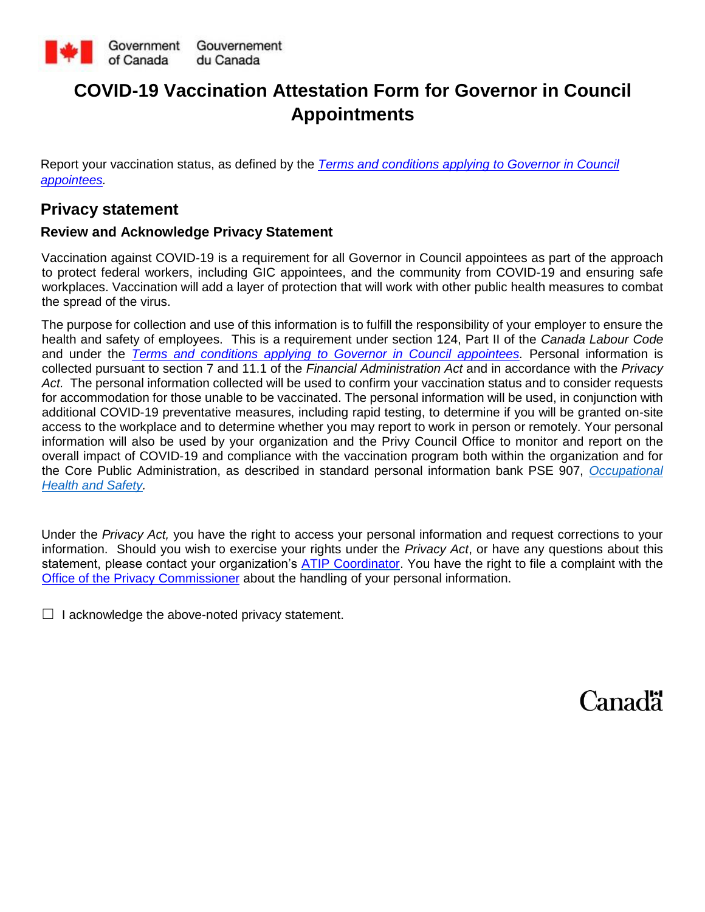Government of Canada Gouvernement du Canada

# COVID-19 Vaccination Attestation Form for Governor in Council Appointments

Report your vaccination status, as defined by the *Terms and conditions applying to Governor in Council appointees.*

## Privacy statement

### Review and Acknowledge Privacy Statement

Vaccination against COVID-19 is a requirement for all Governor in Council appointees as part of the approach to protect federal workers, including GIC appointees, and the community from COVID-19 and ensuring safe workplaces. Vaccination will add a layer of protection that will work with other public health measures to combat the spread of the virus.

The purpose for collection and use of this information is to fulfill the responsibility of your employer to ensure the health and safety of employees. This is a requirement under section 124, Part II of the *Canada Labour Code* and under the *Terms and conditions applying to Governor in Council appointees.* Personal information is collected pursuant to section 7 and 11.1 of the *Financial Administration Act* and in accordance with the *Privacy Act.* The personal information collected will be used to confirm your vaccination status and to consider requests for accommodation for those unable to be vaccinated. The personal information will be used, in conjunction with additional COVID-19 preventative measures, including rapid testing, to determine if you will be granted on-site access to the workplace and to determine whether you may report to work in person or remotely. Your personal information will also be used by your organization and the Privy Council Office to monitor and report on the overall impact of COVID-19 and compliance with the vaccination program both within the organization and for the Core Public Administration, as described in standard personal information bank PSE 907, *Occupational Health and Safety.*

Under the *Privacy Act,* you have the right to access your personal information and request corrections to your information. Should you wish to exercise your rights under the *Privacy Act*, or have any questions about this statement, please contact your organization's ATIP Coordinator. You have the right to file a complaint with the Office of the Privacy Commissioner about the handling of your personal information.

☐ I acknowledge the above-noted privacy statement.

Canada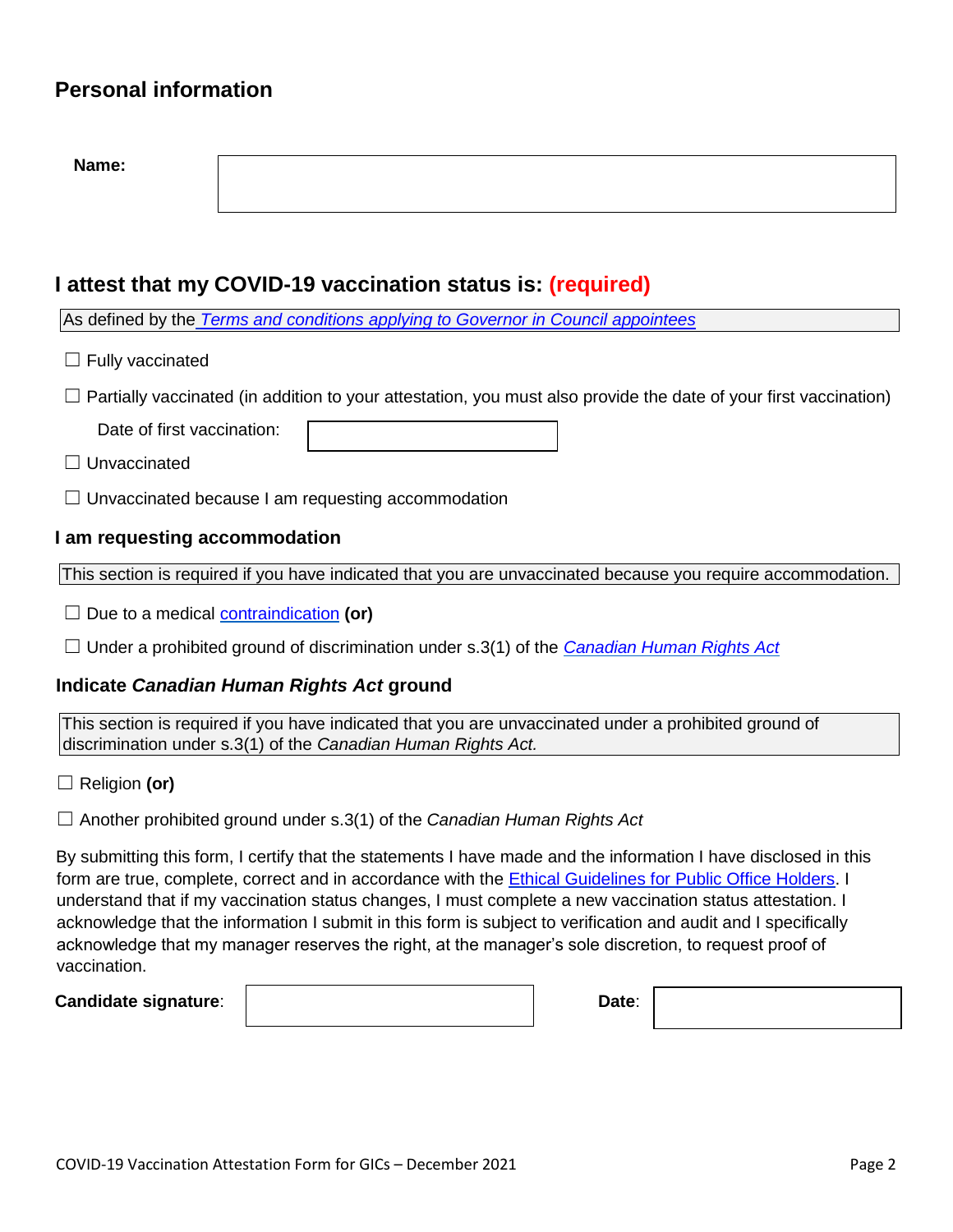## Personal information

**Name:** 

## I attest that my COVID-19 vaccination status is: (required)

As defined by the *Terms and conditions applying to Governor in Council appointees*

☐ Fully vaccinated

☐ Partially vaccinated (in addition to your attestation, you must also provide the date of your first vaccination)

Date of first vaccination: 

☐ Unvaccinated

☐ Unvaccinated because I am requesting accommodation

### I am requesting accommodation

This section is required if you have indicated that you are unvaccinated because you require accommodation.

☐ Due to a medical contraindication **(or)**

☐ Under a prohibited ground of discrimination under s.3(1) of the *Canadian Human Rights Act*

### Indicate *Canadian Human Rights Act* ground

This section is required if you have indicated that you are unvaccinated under a prohibited ground of discrimination under s.3(1) of the *Canadian Human Rights Act.*

☐ Religion **(or)**

☐ Another prohibited ground under s.3(1) of the *Canadian Human Rights Act*

By submitting this form, I certify that the statements I have made and the information I have disclosed in this form are true, complete, correct and in accordance with the Ethical Guidelines for Public Office Holders. I understand that if my vaccination status changes, I must complete a new vaccination status attestation. I acknowledge that the information I submit in this form is subject to verification and audit and I specifically acknowledge that my manager reserves the right, at the manager's sole discretion, to request proof of vaccination.

**Candidate signature**: **Date**: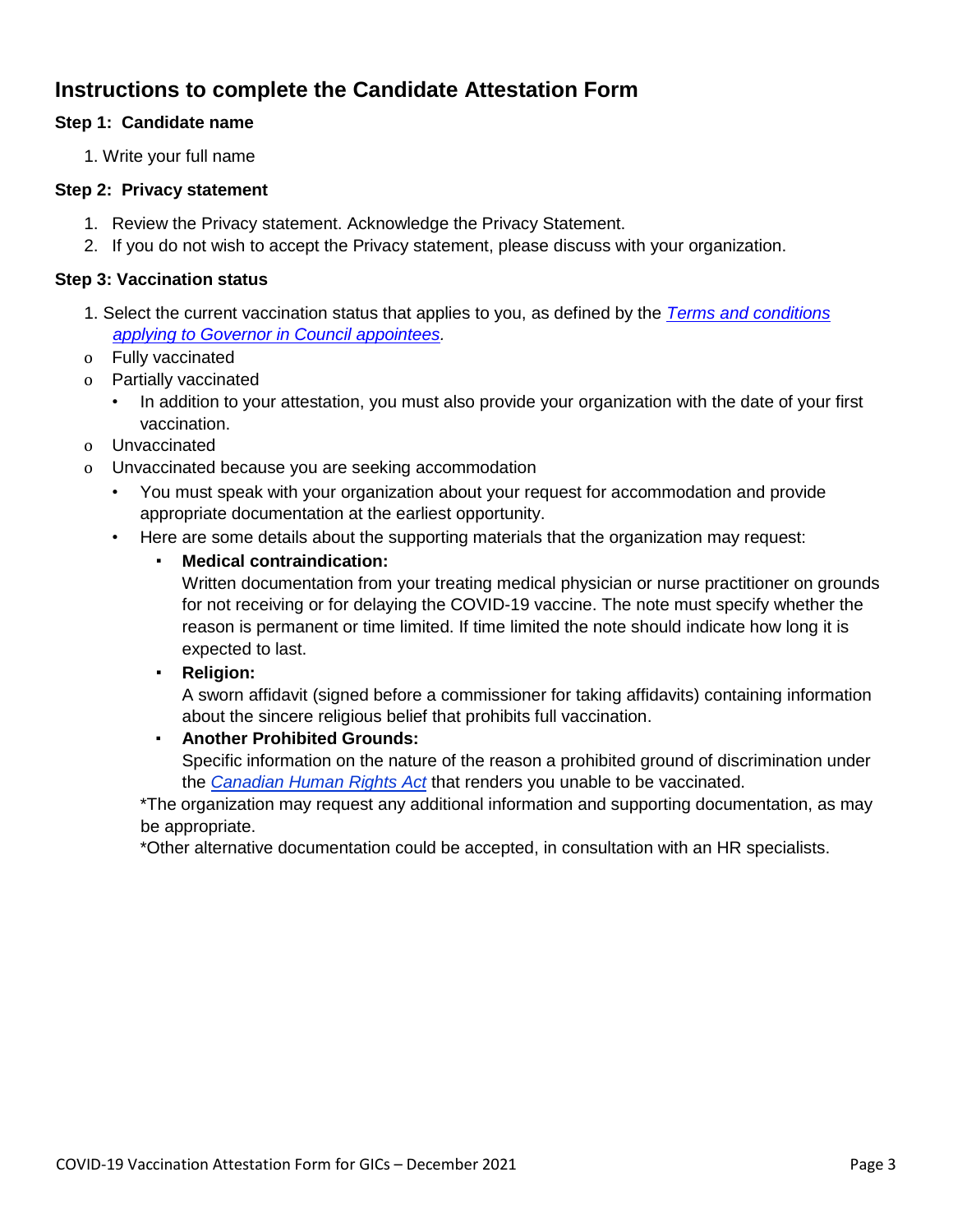## Instructions to complete the Candidate Attestation Form

### Step 1: Candidate name

1. Write your full name

### Step 2: Privacy statement

1. Review the Privacy statement. Acknowledge the Privacy Statement.
2. If you do not wish to accept the Privacy statement, please discuss with your organization.

### Step 3: Vaccination status

1. Select the current vaccination status that applies to you, as defined by the *Terms and conditions applying to Governor in Council appointees*.

- Fully vaccinated
- Partially vaccinated
  - In addition to your attestation, you must also provide your organization with the date of your first vaccination.
- Unvaccinated
- Unvaccinated because you are seeking accommodation
  - You must speak with your organization about your request for accommodation and provide appropriate documentation at the earliest opportunity.
  - Here are some details about the supporting materials that the organization may request:
    - **Medical contraindication:**
      Written documentation from your treating medical physician or nurse practitioner on grounds for not receiving or for delaying the COVID-19 vaccine. The note must specify whether the reason is permanent or time limited. If time limited the note should indicate how long it is expected to last.
    - **Religion:**
      A sworn affidavit (signed before a commissioner for taking affidavits) containing information about the sincere religious belief that prohibits full vaccination.
    - **Another Prohibited Grounds:**
      Specific information on the nature of the reason a prohibited ground of discrimination under the *Canadian Human Rights Act* that renders you unable to be vaccinated.

  *The organization may request any additional information and supporting documentation, as may be appropriate.

  *Other alternative documentation could be accepted, in consultation with an HR specialists.